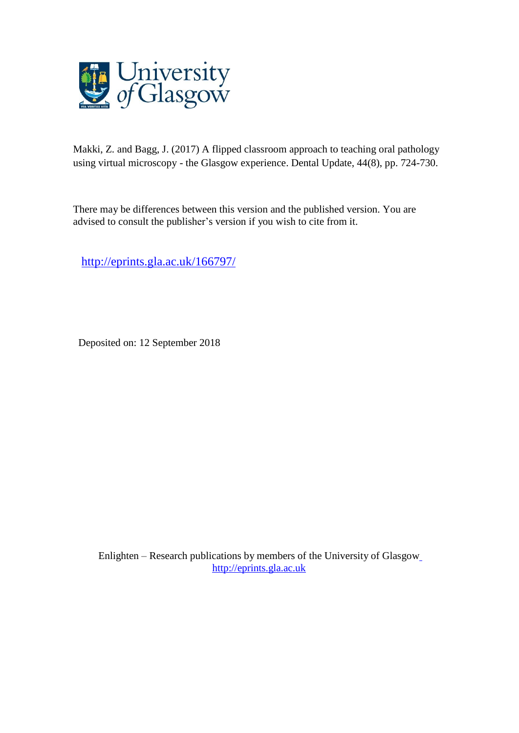University of Glasgow

Makki, Z. and Bagg, J. (2017) A flipped classroom approach to teaching oral pathology using virtual microscopy - the Glasgow experience. Dental Update, 44(8), pp. 724-730.

There may be differences between this version and the published version. You are advised to consult the publisher's version if you wish to cite from it.

http://eprints.gla.ac.uk/166797/

Deposited on: 12 September 2018

Enlighten – Research publications by members of the University of Glasgow
http://eprints.gla.ac.uk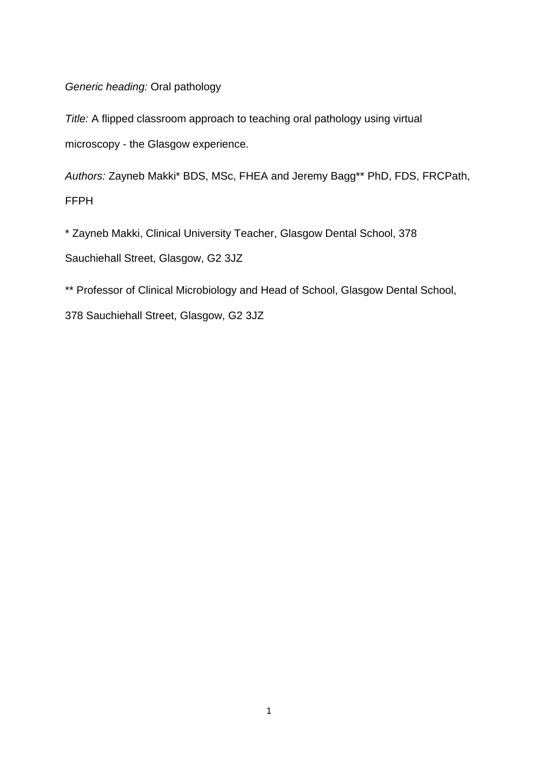*Generic heading:* Oral pathology

*Title:* A flipped classroom approach to teaching oral pathology using virtual microscopy - the Glasgow experience.

*Authors:* Zayneb Makki* BDS, MSc, FHEA and Jeremy Bagg** PhD, FDS, FRCPath, FFPH

* Zayneb Makki, Clinical University Teacher, Glasgow Dental School, 378 Sauchiehall Street, Glasgow, G2 3JZ

** Professor of Clinical Microbiology and Head of School, Glasgow Dental School, 378 Sauchiehall Street, Glasgow, G2 3JZ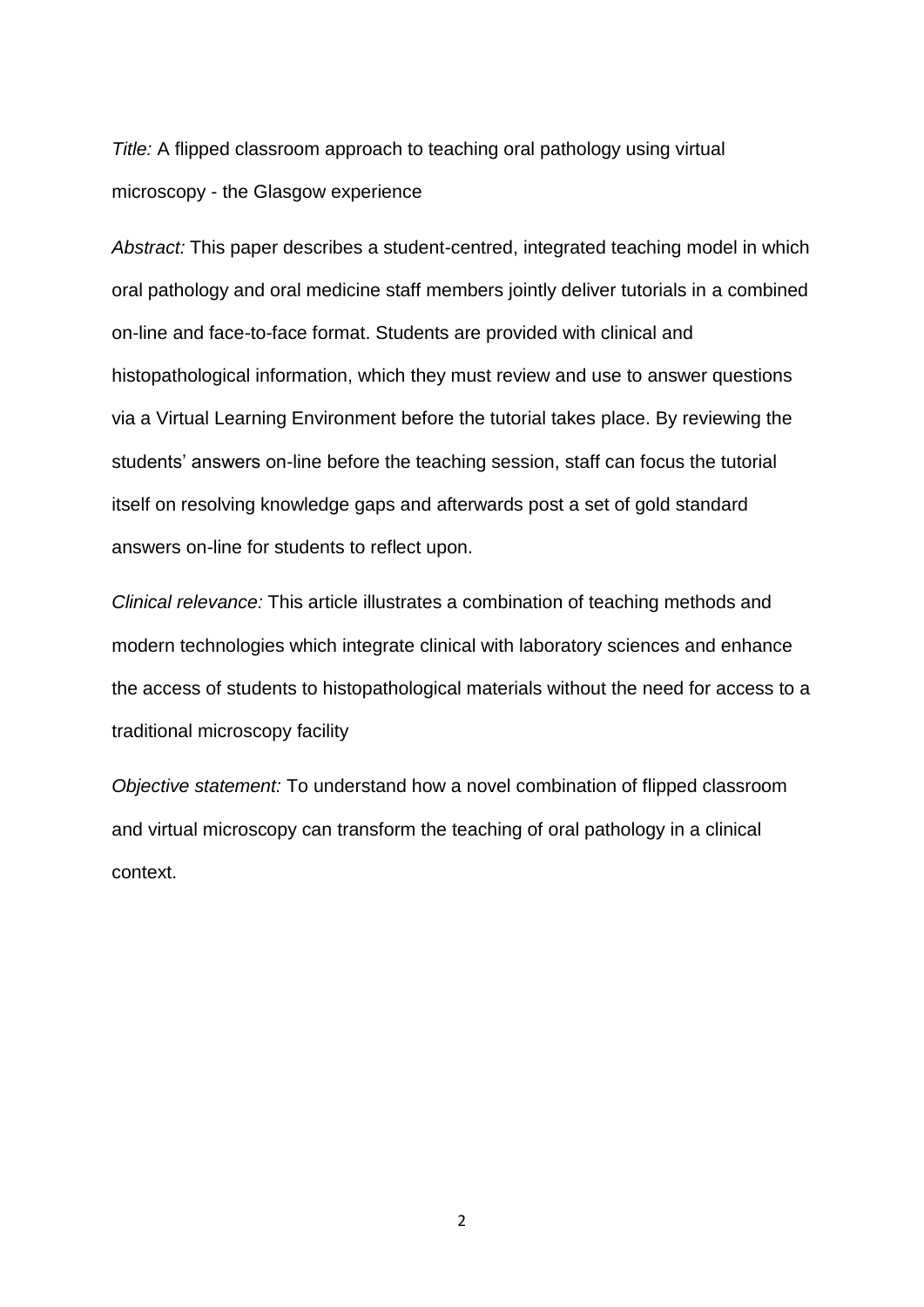*Title:* A flipped classroom approach to teaching oral pathology using virtual microscopy - the Glasgow experience

*Abstract:* This paper describes a student-centred, integrated teaching model in which oral pathology and oral medicine staff members jointly deliver tutorials in a combined on-line and face-to-face format. Students are provided with clinical and histopathological information, which they must review and use to answer questions via a Virtual Learning Environment before the tutorial takes place. By reviewing the students' answers on-line before the teaching session, staff can focus the tutorial itself on resolving knowledge gaps and afterwards post a set of gold standard answers on-line for students to reflect upon.

*Clinical relevance:* This article illustrates a combination of teaching methods and modern technologies which integrate clinical with laboratory sciences and enhance the access of students to histopathological materials without the need for access to a traditional microscopy facility

*Objective statement:* To understand how a novel combination of flipped classroom and virtual microscopy can transform the teaching of oral pathology in a clinical context.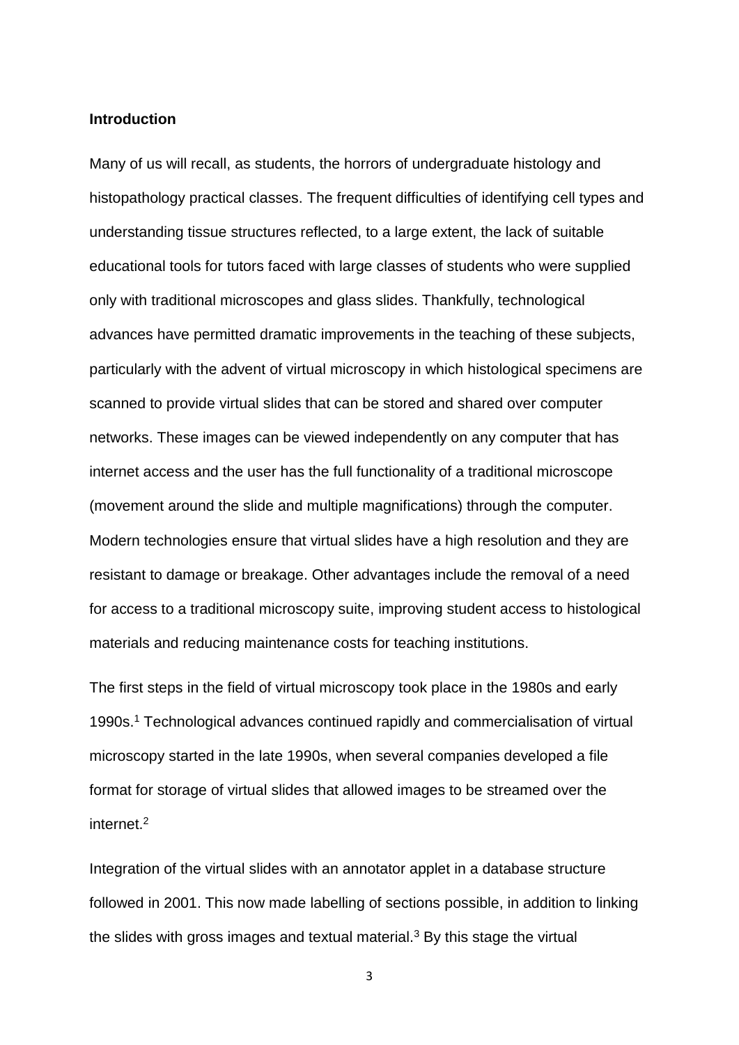## Introduction

Many of us will recall, as students, the horrors of undergraduate histology and histopathology practical classes. The frequent difficulties of identifying cell types and understanding tissue structures reflected, to a large extent, the lack of suitable educational tools for tutors faced with large classes of students who were supplied only with traditional microscopes and glass slides. Thankfully, technological advances have permitted dramatic improvements in the teaching of these subjects, particularly with the advent of virtual microscopy in which histological specimens are scanned to provide virtual slides that can be stored and shared over computer networks. These images can be viewed independently on any computer that has internet access and the user has the full functionality of a traditional microscope (movement around the slide and multiple magnifications) through the computer. Modern technologies ensure that virtual slides have a high resolution and they are resistant to damage or breakage. Other advantages include the removal of a need for access to a traditional microscopy suite, improving student access to histological materials and reducing maintenance costs for teaching institutions.

The first steps in the field of virtual microscopy took place in the 1980s and early 1990s.[1] Technological advances continued rapidly and commercialisation of virtual microscopy started in the late 1990s, when several companies developed a file format for storage of virtual slides that allowed images to be streamed over the internet.[2]

Integration of the virtual slides with an annotator applet in a database structure followed in 2001. This now made labelling of sections possible, in addition to linking the slides with gross images and textual material.[3] By this stage the virtual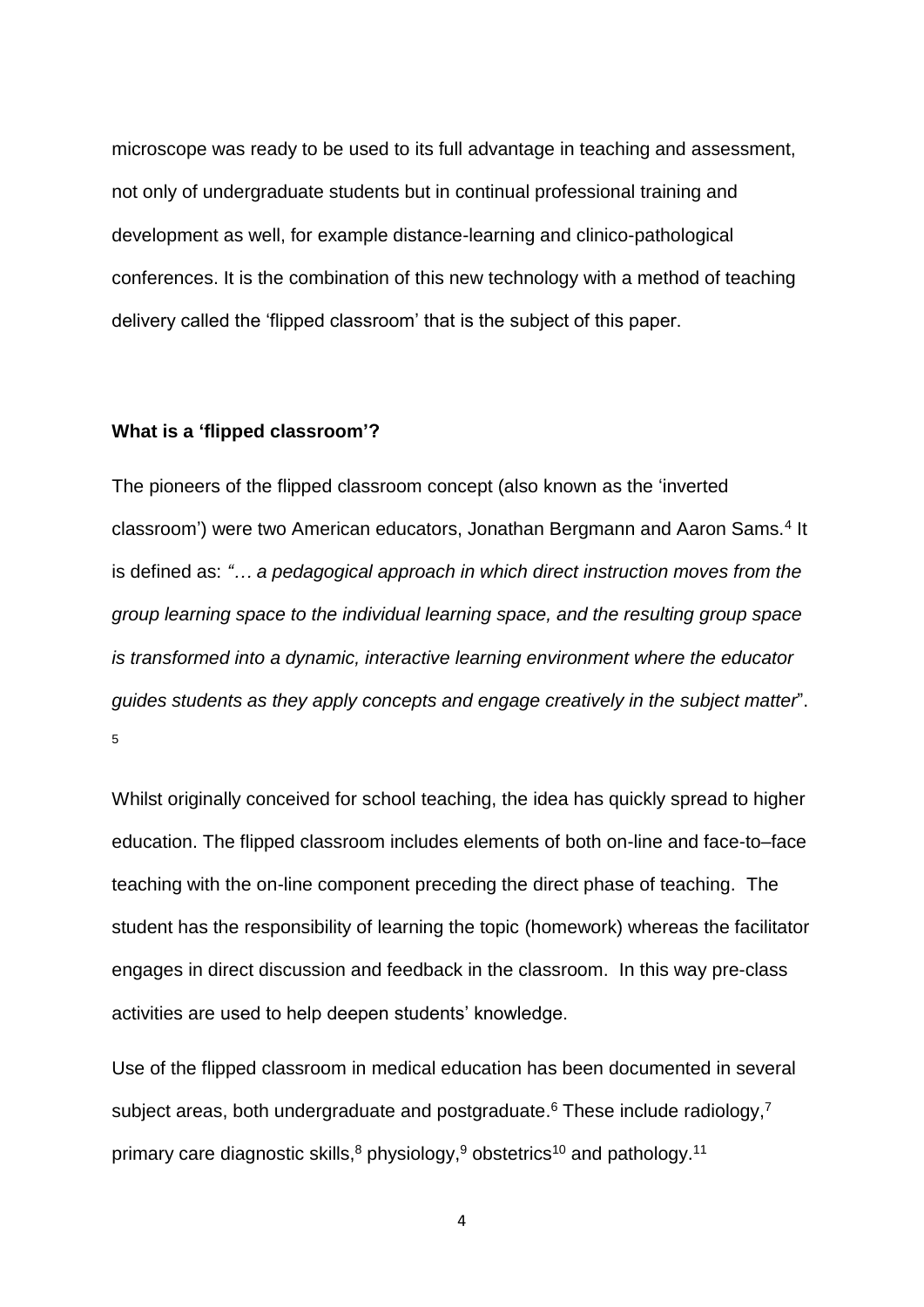microscope was ready to be used to its full advantage in teaching and assessment, not only of undergraduate students but in continual professional training and development as well, for example distance-learning and clinico-pathological conferences. It is the combination of this new technology with a method of teaching delivery called the 'flipped classroom' that is the subject of this paper.

**What is a 'flipped classroom'?**

The pioneers of the flipped classroom concept (also known as the 'inverted classroom') were two American educators, Jonathan Bergmann and Aaron Sams.[4] It is defined as: *"… a pedagogical approach in which direct instruction moves from the group learning space to the individual learning space, and the resulting group space is transformed into a dynamic, interactive learning environment where the educator guides students as they apply concepts and engage creatively in the subject matter*".[5]

Whilst originally conceived for school teaching, the idea has quickly spread to higher education. The flipped classroom includes elements of both on-line and face-to–face teaching with the on-line component preceding the direct phase of teaching. The student has the responsibility of learning the topic (homework) whereas the facilitator engages in direct discussion and feedback in the classroom. In this way pre-class activities are used to help deepen students' knowledge.

Use of the flipped classroom in medical education has been documented in several subject areas, both undergraduate and postgraduate.[6] These include radiology,[7] primary care diagnostic skills,[8] physiology,[9] obstetrics[10] and pathology.[11]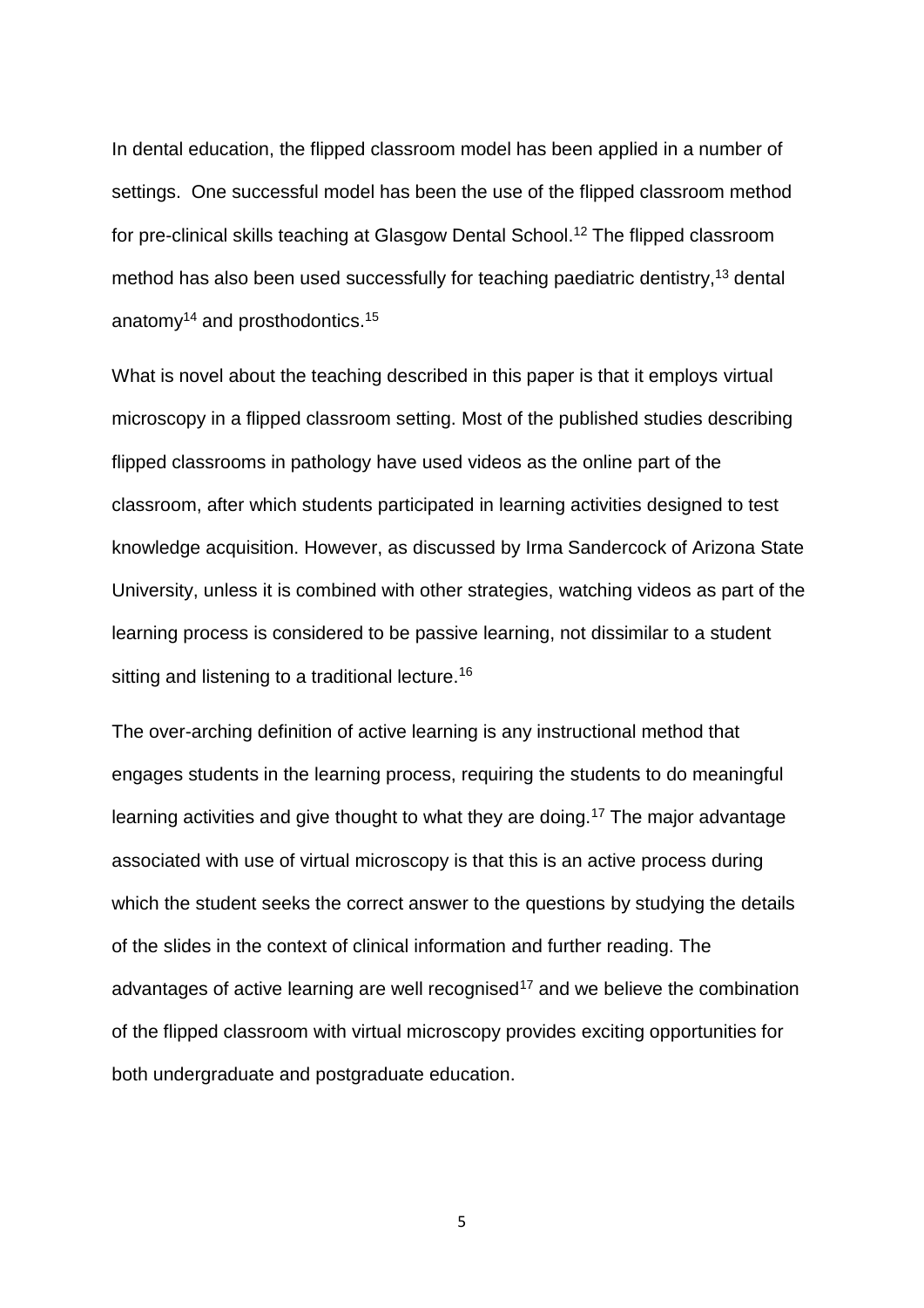In dental education, the flipped classroom model has been applied in a number of settings. One successful model has been the use of the flipped classroom method for pre-clinical skills teaching at Glasgow Dental School.[12] The flipped classroom method has also been used successfully for teaching paediatric dentistry,[13] dental anatomy[14] and prosthodontics.[15]

What is novel about the teaching described in this paper is that it employs virtual microscopy in a flipped classroom setting. Most of the published studies describing flipped classrooms in pathology have used videos as the online part of the classroom, after which students participated in learning activities designed to test knowledge acquisition. However, as discussed by Irma Sandercock of Arizona State University, unless it is combined with other strategies, watching videos as part of the learning process is considered to be passive learning, not dissimilar to a student sitting and listening to a traditional lecture.[16]

The over-arching definition of active learning is any instructional method that engages students in the learning process, requiring the students to do meaningful learning activities and give thought to what they are doing.[17] The major advantage associated with use of virtual microscopy is that this is an active process during which the student seeks the correct answer to the questions by studying the details of the slides in the context of clinical information and further reading. The advantages of active learning are well recognised[17] and we believe the combination of the flipped classroom with virtual microscopy provides exciting opportunities for both undergraduate and postgraduate education.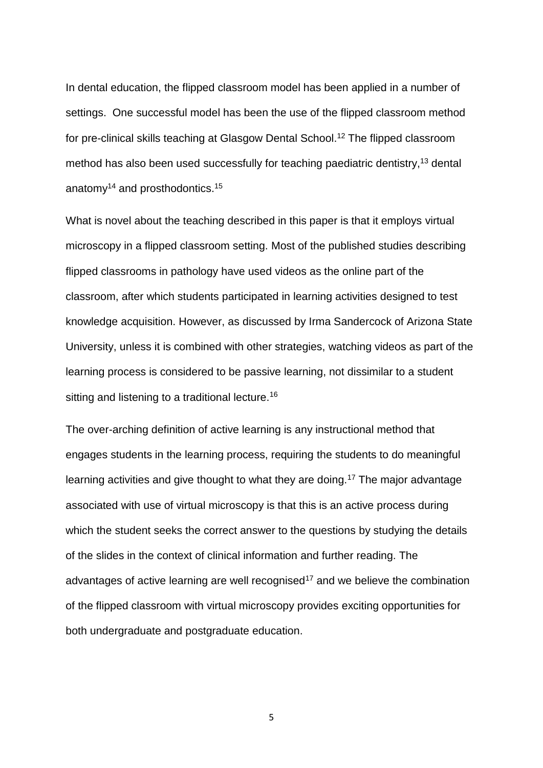In dental education, the flipped classroom model has been applied in a number of settings. One successful model has been the use of the flipped classroom method for pre-clinical skills teaching at Glasgow Dental School.[12] The flipped classroom method has also been used successfully for teaching paediatric dentistry,[13] dental anatomy[14] and prosthodontics.[15]

What is novel about the teaching described in this paper is that it employs virtual microscopy in a flipped classroom setting. Most of the published studies describing flipped classrooms in pathology have used videos as the online part of the classroom, after which students participated in learning activities designed to test knowledge acquisition. However, as discussed by Irma Sandercock of Arizona State University, unless it is combined with other strategies, watching videos as part of the learning process is considered to be passive learning, not dissimilar to a student sitting and listening to a traditional lecture.[16]

The over-arching definition of active learning is any instructional method that engages students in the learning process, requiring the students to do meaningful learning activities and give thought to what they are doing.[17] The major advantage associated with use of virtual microscopy is that this is an active process during which the student seeks the correct answer to the questions by studying the details of the slides in the context of clinical information and further reading. The advantages of active learning are well recognised[17] and we believe the combination of the flipped classroom with virtual microscopy provides exciting opportunities for both undergraduate and postgraduate education.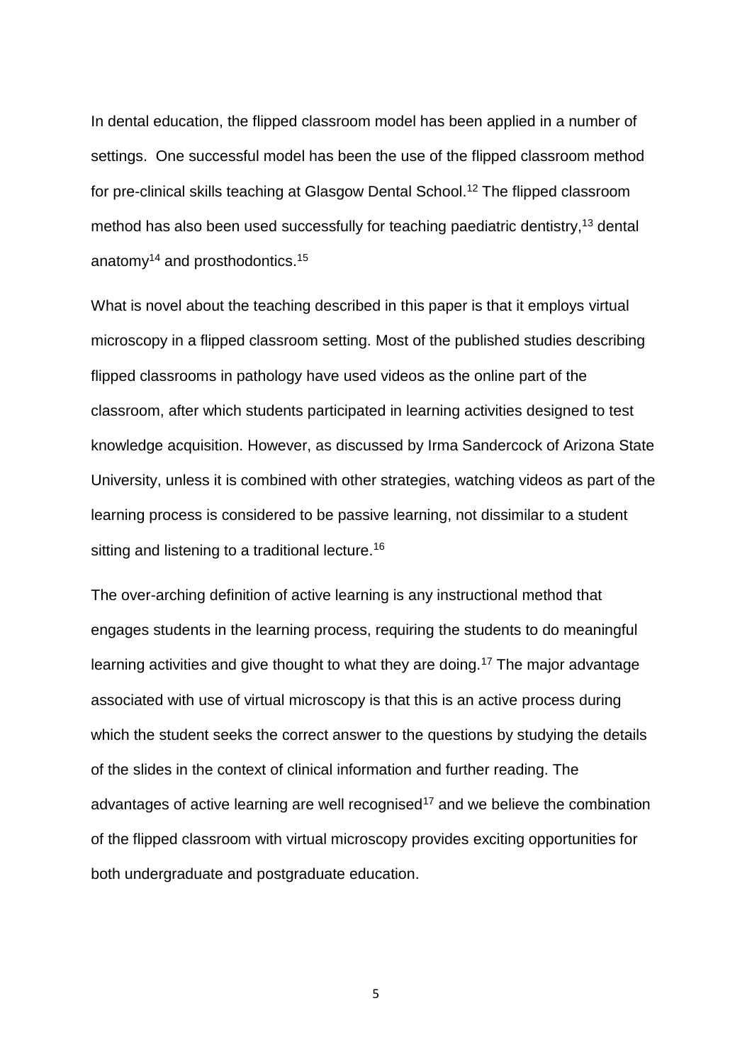In dental education, the flipped classroom model has been applied in a number of settings. One successful model has been the use of the flipped classroom method for pre-clinical skills teaching at Glasgow Dental School.[12] The flipped classroom method has also been used successfully for teaching paediatric dentistry,[13] dental anatomy[14] and prosthodontics.[15]

What is novel about the teaching described in this paper is that it employs virtual microscopy in a flipped classroom setting. Most of the published studies describing flipped classrooms in pathology have used videos as the online part of the classroom, after which students participated in learning activities designed to test knowledge acquisition. However, as discussed by Irma Sandercock of Arizona State University, unless it is combined with other strategies, watching videos as part of the learning process is considered to be passive learning, not dissimilar to a student sitting and listening to a traditional lecture.[16]

The over-arching definition of active learning is any instructional method that engages students in the learning process, requiring the students to do meaningful learning activities and give thought to what they are doing.[17] The major advantage associated with use of virtual microscopy is that this is an active process during which the student seeks the correct answer to the questions by studying the details of the slides in the context of clinical information and further reading. The advantages of active learning are well recognised[17] and we believe the combination of the flipped classroom with virtual microscopy provides exciting opportunities for both undergraduate and postgraduate education.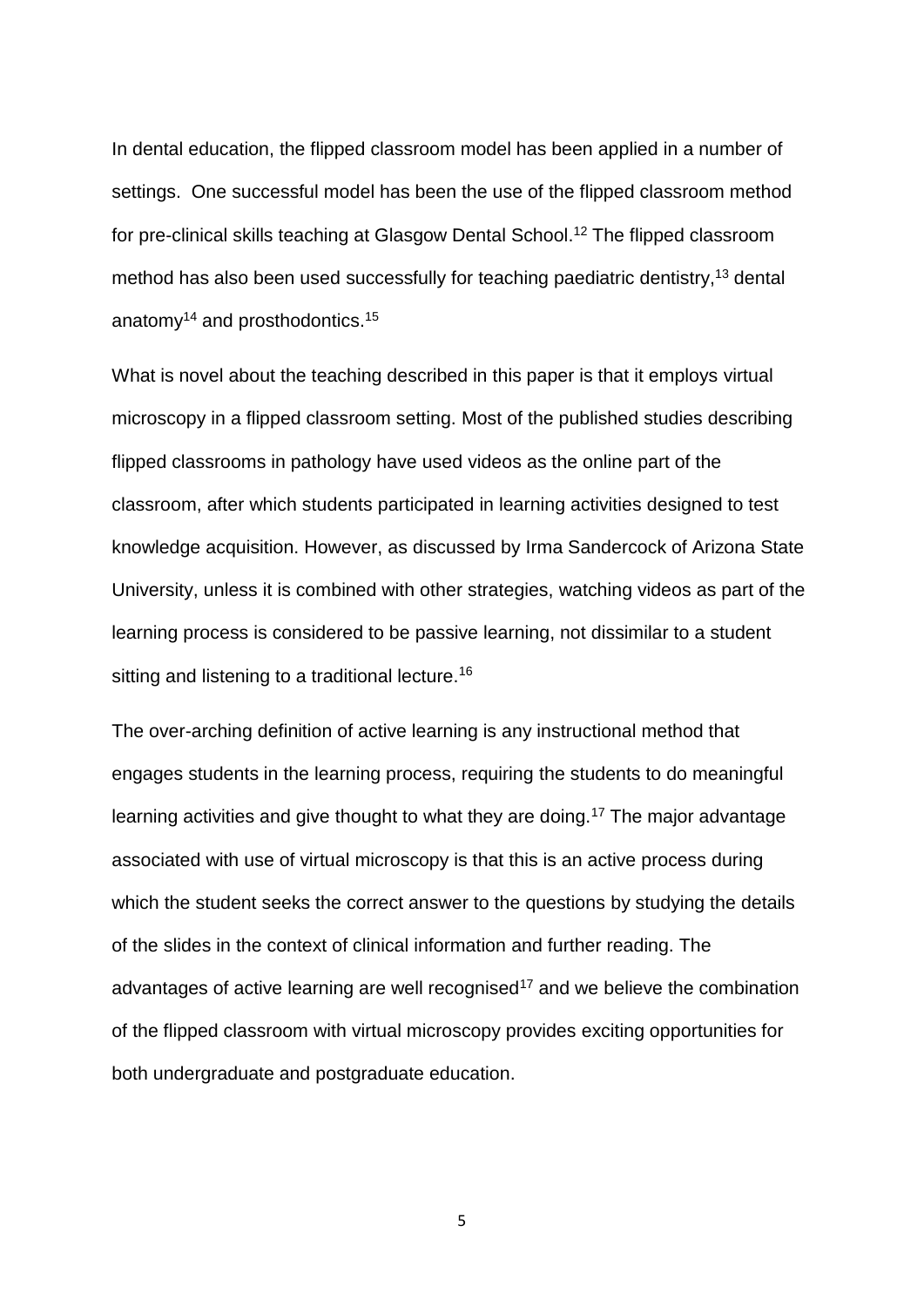In dental education, the flipped classroom model has been applied in a number of settings. One successful model has been the use of the flipped classroom method for pre-clinical skills teaching at Glasgow Dental School.[12] The flipped classroom method has also been used successfully for teaching paediatric dentistry,[13] dental anatomy[14] and prosthodontics.[15]

What is novel about the teaching described in this paper is that it employs virtual microscopy in a flipped classroom setting. Most of the published studies describing flipped classrooms in pathology have used videos as the online part of the classroom, after which students participated in learning activities designed to test knowledge acquisition. However, as discussed by Irma Sandercock of Arizona State University, unless it is combined with other strategies, watching videos as part of the learning process is considered to be passive learning, not dissimilar to a student sitting and listening to a traditional lecture.[16]

The over-arching definition of active learning is any instructional method that engages students in the learning process, requiring the students to do meaningful learning activities and give thought to what they are doing.[17] The major advantage associated with use of virtual microscopy is that this is an active process during which the student seeks the correct answer to the questions by studying the details of the slides in the context of clinical information and further reading. The advantages of active learning are well recognised[17] and we believe the combination of the flipped classroom with virtual microscopy provides exciting opportunities for both undergraduate and postgraduate education.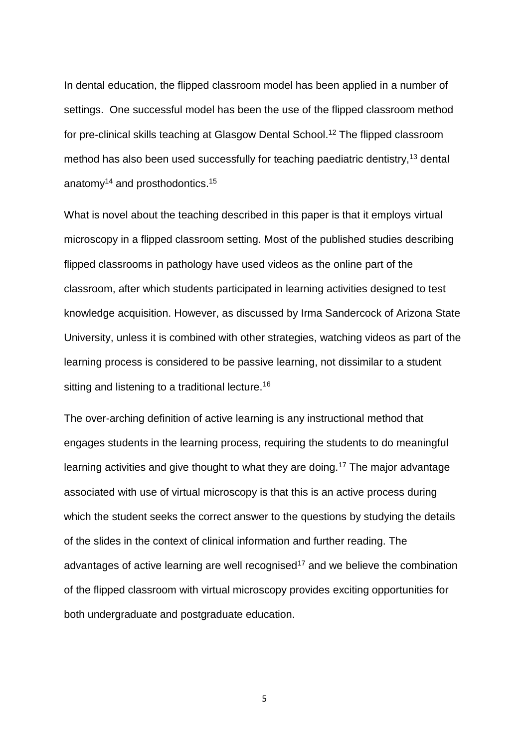In dental education, the flipped classroom model has been applied in a number of settings. One successful model has been the use of the flipped classroom method for pre-clinical skills teaching at Glasgow Dental School.[12] The flipped classroom method has also been used successfully for teaching paediatric dentistry,[13] dental anatomy[14] and prosthodontics.[15]

What is novel about the teaching described in this paper is that it employs virtual microscopy in a flipped classroom setting. Most of the published studies describing flipped classrooms in pathology have used videos as the online part of the classroom, after which students participated in learning activities designed to test knowledge acquisition. However, as discussed by Irma Sandercock of Arizona State University, unless it is combined with other strategies, watching videos as part of the learning process is considered to be passive learning, not dissimilar to a student sitting and listening to a traditional lecture.[16]

The over-arching definition of active learning is any instructional method that engages students in the learning process, requiring the students to do meaningful learning activities and give thought to what they are doing.[17] The major advantage associated with use of virtual microscopy is that this is an active process during which the student seeks the correct answer to the questions by studying the details of the slides in the context of clinical information and further reading. The advantages of active learning are well recognised[17] and we believe the combination of the flipped classroom with virtual microscopy provides exciting opportunities for both undergraduate and postgraduate education.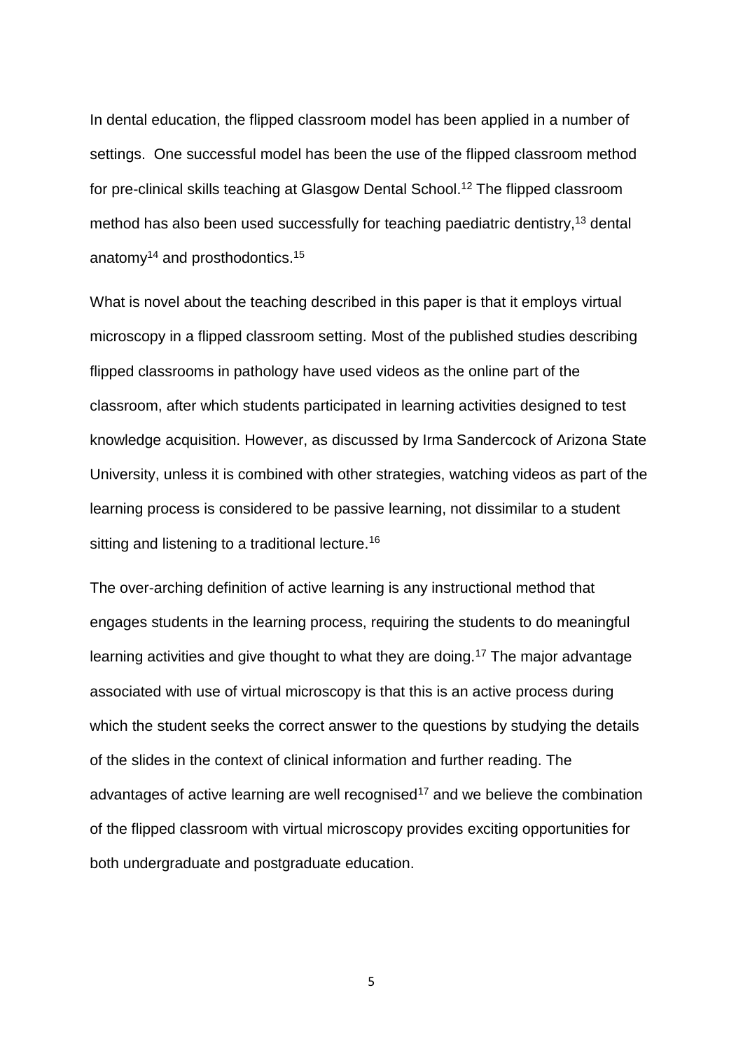In dental education, the flipped classroom model has been applied in a number of settings. One successful model has been the use of the flipped classroom method for pre-clinical skills teaching at Glasgow Dental School.[12] The flipped classroom method has also been used successfully for teaching paediatric dentistry,[13] dental anatomy[14] and prosthodontics.[15]

What is novel about the teaching described in this paper is that it employs virtual microscopy in a flipped classroom setting. Most of the published studies describing flipped classrooms in pathology have used videos as the online part of the classroom, after which students participated in learning activities designed to test knowledge acquisition. However, as discussed by Irma Sandercock of Arizona State University, unless it is combined with other strategies, watching videos as part of the learning process is considered to be passive learning, not dissimilar to a student sitting and listening to a traditional lecture.[16]

The over-arching definition of active learning is any instructional method that engages students in the learning process, requiring the students to do meaningful learning activities and give thought to what they are doing.[17] The major advantage associated with use of virtual microscopy is that this is an active process during which the student seeks the correct answer to the questions by studying the details of the slides in the context of clinical information and further reading. The advantages of active learning are well recognised[17] and we believe the combination of the flipped classroom with virtual microscopy provides exciting opportunities for both undergraduate and postgraduate education.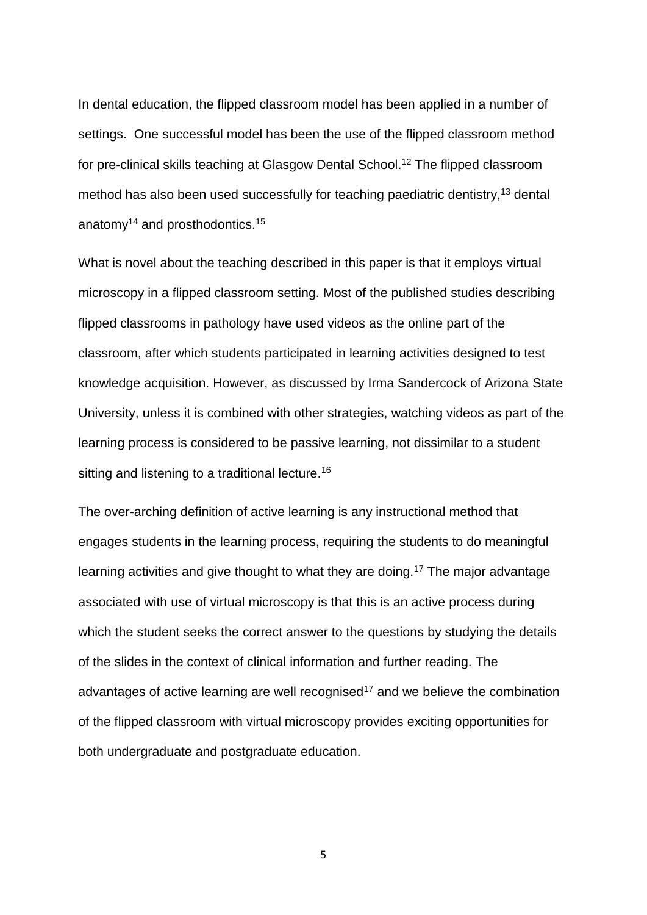In dental education, the flipped classroom model has been applied in a number of settings. One successful model has been the use of the flipped classroom method for pre-clinical skills teaching at Glasgow Dental School.[12] The flipped classroom method has also been used successfully for teaching paediatric dentistry,[13] dental anatomy[14] and prosthodontics.[15]

What is novel about the teaching described in this paper is that it employs virtual microscopy in a flipped classroom setting. Most of the published studies describing flipped classrooms in pathology have used videos as the online part of the classroom, after which students participated in learning activities designed to test knowledge acquisition. However, as discussed by Irma Sandercock of Arizona State University, unless it is combined with other strategies, watching videos as part of the learning process is considered to be passive learning, not dissimilar to a student sitting and listening to a traditional lecture.[16]

The over-arching definition of active learning is any instructional method that engages students in the learning process, requiring the students to do meaningful learning activities and give thought to what they are doing.[17] The major advantage associated with use of virtual microscopy is that this is an active process during which the student seeks the correct answer to the questions by studying the details of the slides in the context of clinical information and further reading. The advantages of active learning are well recognised[17] and we believe the combination of the flipped classroom with virtual microscopy provides exciting opportunities for both undergraduate and postgraduate education.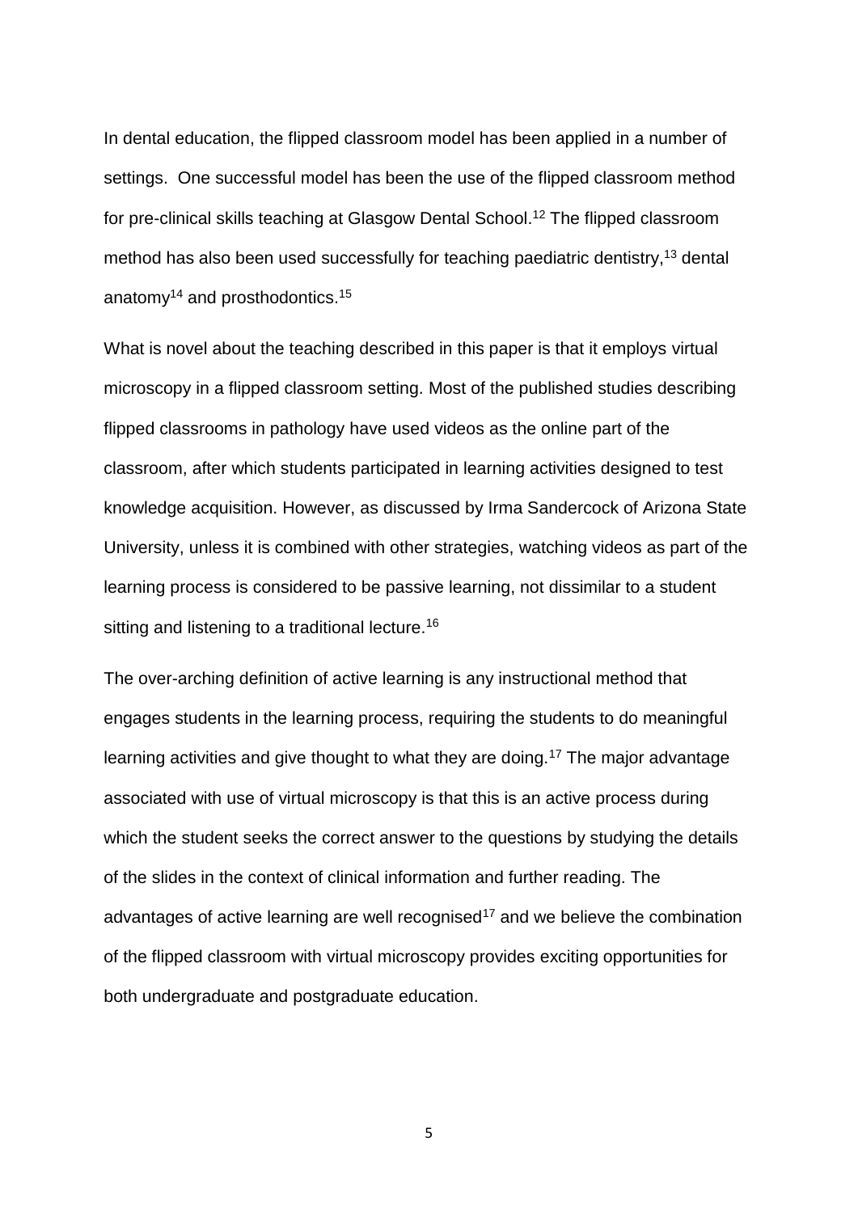In dental education, the flipped classroom model has been applied in a number of settings. One successful model has been the use of the flipped classroom method for pre-clinical skills teaching at Glasgow Dental School.[12] The flipped classroom method has also been used successfully for teaching paediatric dentistry,[13] dental anatomy[14] and prosthodontics.[15]

What is novel about the teaching described in this paper is that it employs virtual microscopy in a flipped classroom setting. Most of the published studies describing flipped classrooms in pathology have used videos as the online part of the classroom, after which students participated in learning activities designed to test knowledge acquisition. However, as discussed by Irma Sandercock of Arizona State University, unless it is combined with other strategies, watching videos as part of the learning process is considered to be passive learning, not dissimilar to a student sitting and listening to a traditional lecture.[16]

The over-arching definition of active learning is any instructional method that engages students in the learning process, requiring the students to do meaningful learning activities and give thought to what they are doing.[17] The major advantage associated with use of virtual microscopy is that this is an active process during which the student seeks the correct answer to the questions by studying the details of the slides in the context of clinical information and further reading. The advantages of active learning are well recognised[17] and we believe the combination of the flipped classroom with virtual microscopy provides exciting opportunities for both undergraduate and postgraduate education.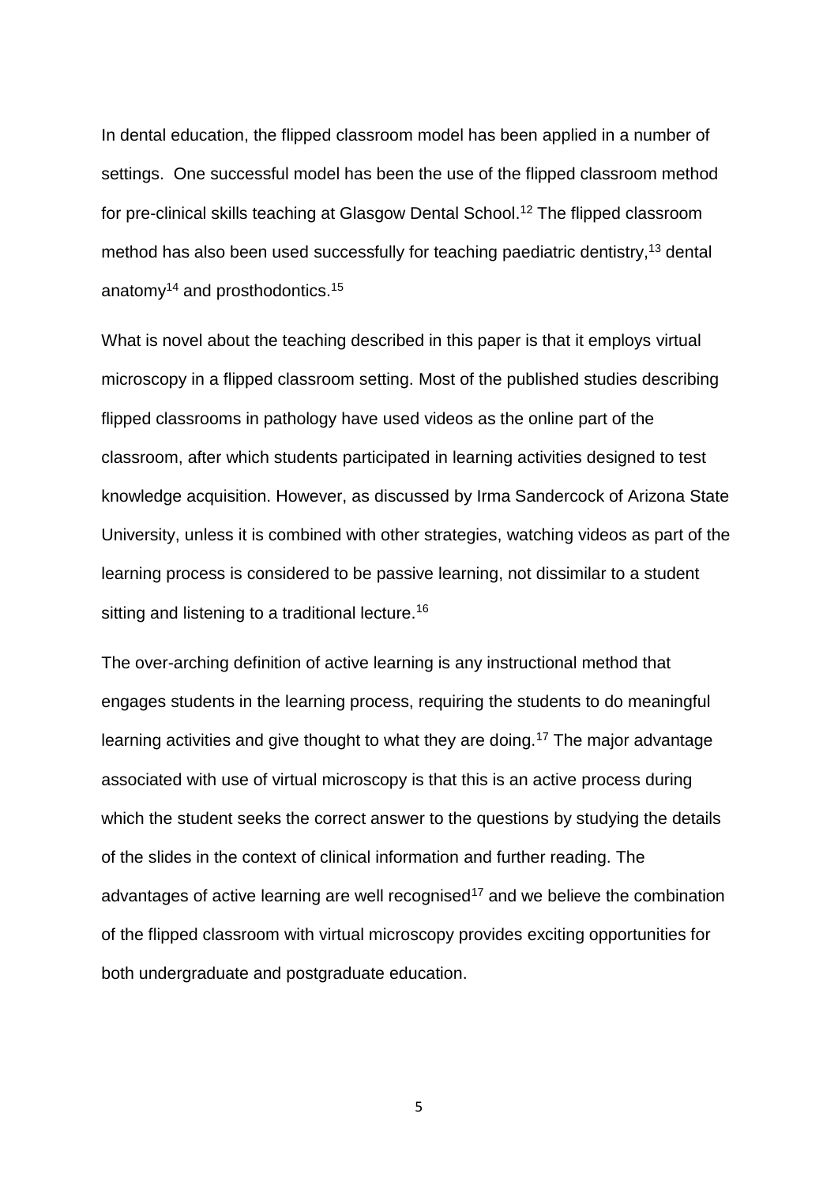In dental education, the flipped classroom model has been applied in a number of settings. One successful model has been the use of the flipped classroom method for pre-clinical skills teaching at Glasgow Dental School.[12] The flipped classroom method has also been used successfully for teaching paediatric dentistry,[13] dental anatomy[14] and prosthodontics.[15]

What is novel about the teaching described in this paper is that it employs virtual microscopy in a flipped classroom setting. Most of the published studies describing flipped classrooms in pathology have used videos as the online part of the classroom, after which students participated in learning activities designed to test knowledge acquisition. However, as discussed by Irma Sandercock of Arizona State University, unless it is combined with other strategies, watching videos as part of the learning process is considered to be passive learning, not dissimilar to a student sitting and listening to a traditional lecture.[16]

The over-arching definition of active learning is any instructional method that engages students in the learning process, requiring the students to do meaningful learning activities and give thought to what they are doing.[17] The major advantage associated with use of virtual microscopy is that this is an active process during which the student seeks the correct answer to the questions by studying the details of the slides in the context of clinical information and further reading. The advantages of active learning are well recognised[17] and we believe the combination of the flipped classroom with virtual microscopy provides exciting opportunities for both undergraduate and postgraduate education.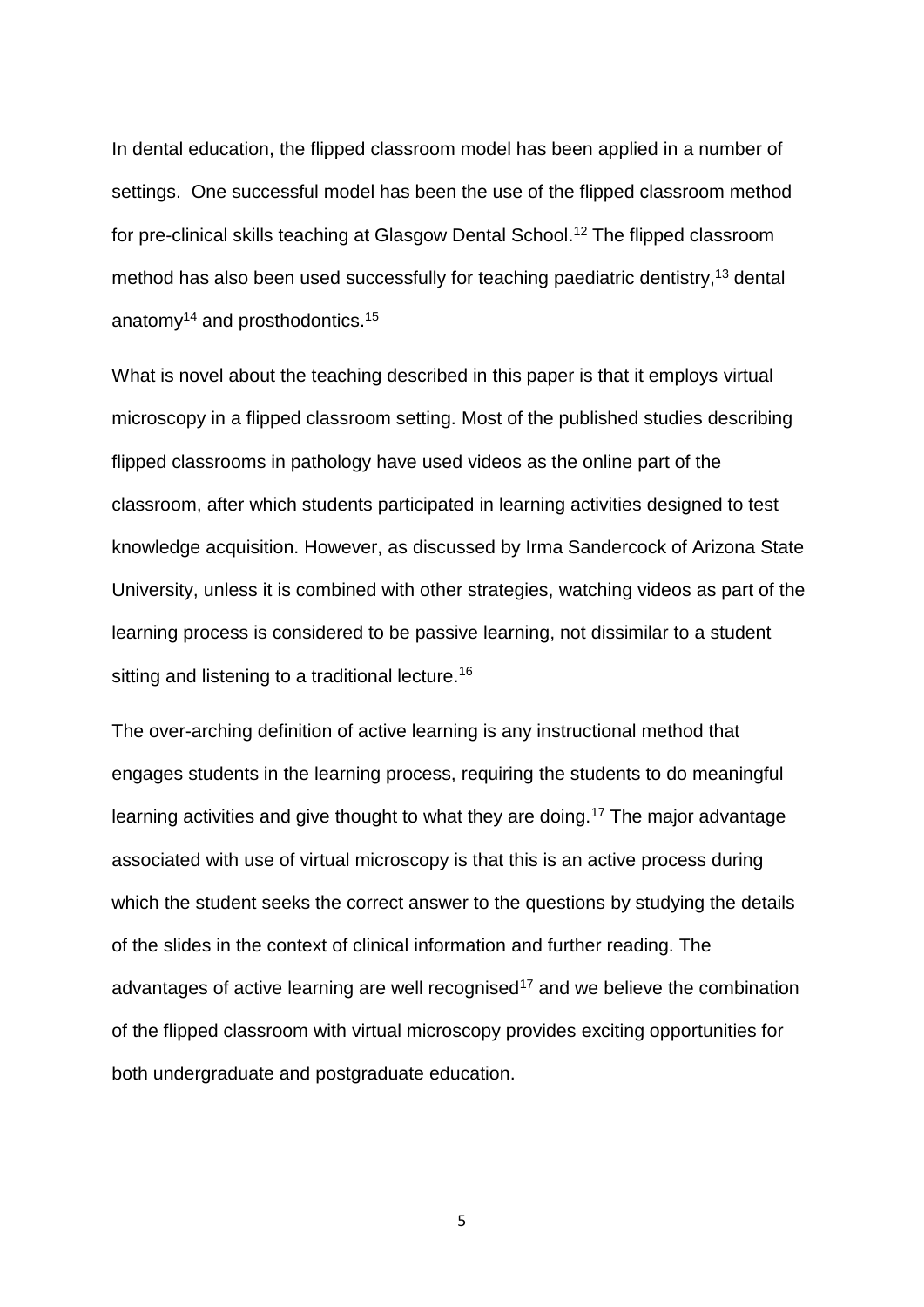In dental education, the flipped classroom model has been applied in a number of settings. One successful model has been the use of the flipped classroom method for pre-clinical skills teaching at Glasgow Dental School.[12] The flipped classroom method has also been used successfully for teaching paediatric dentistry,[13] dental anatomy[14] and prosthodontics.[15]

What is novel about the teaching described in this paper is that it employs virtual microscopy in a flipped classroom setting. Most of the published studies describing flipped classrooms in pathology have used videos as the online part of the classroom, after which students participated in learning activities designed to test knowledge acquisition. However, as discussed by Irma Sandercock of Arizona State University, unless it is combined with other strategies, watching videos as part of the learning process is considered to be passive learning, not dissimilar to a student sitting and listening to a traditional lecture.[16]

The over-arching definition of active learning is any instructional method that engages students in the learning process, requiring the students to do meaningful learning activities and give thought to what they are doing.[17] The major advantage associated with use of virtual microscopy is that this is an active process during which the student seeks the correct answer to the questions by studying the details of the slides in the context of clinical information and further reading. The advantages of active learning are well recognised[17] and we believe the combination of the flipped classroom with virtual microscopy provides exciting opportunities for both undergraduate and postgraduate education.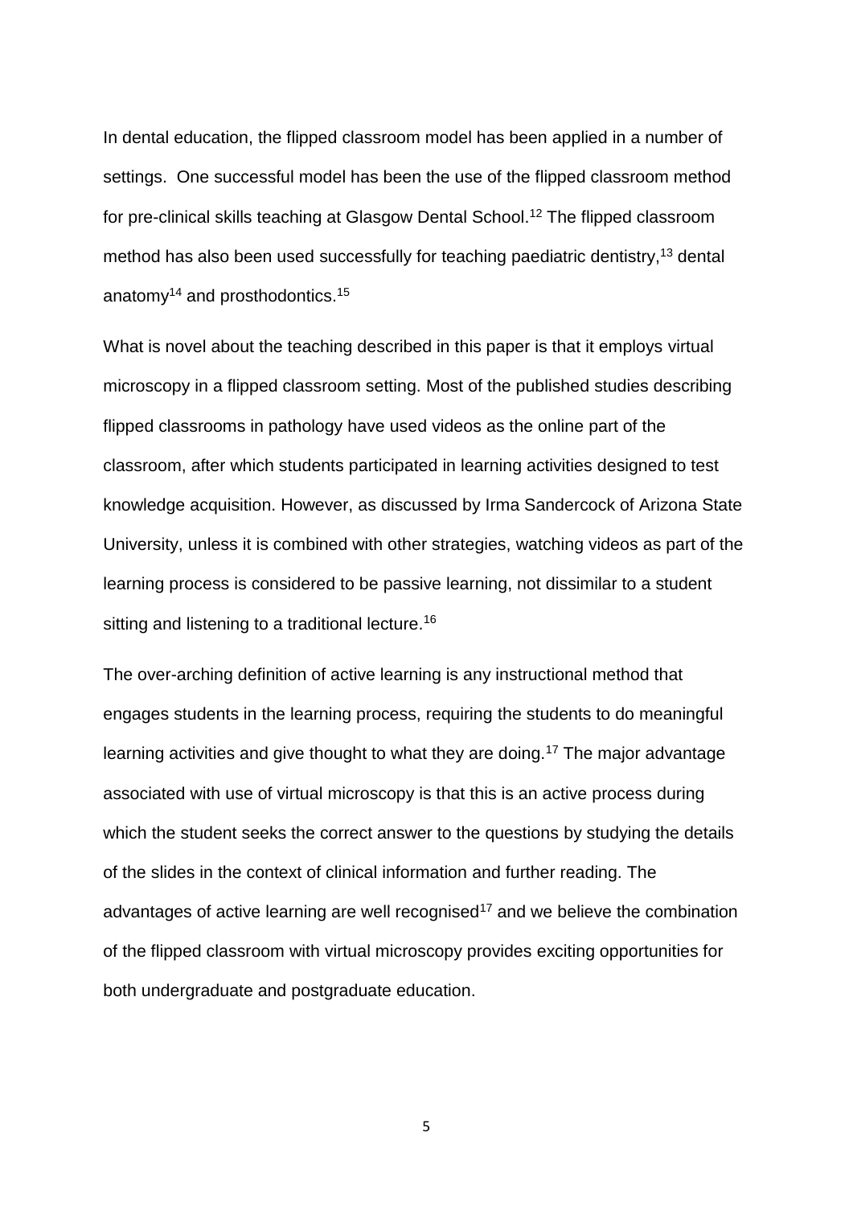In dental education, the flipped classroom model has been applied in a number of settings. One successful model has been the use of the flipped classroom method for pre-clinical skills teaching at Glasgow Dental School.[12] The flipped classroom method has also been used successfully for teaching paediatric dentistry,[13] dental anatomy[14] and prosthodontics.[15]

What is novel about the teaching described in this paper is that it employs virtual microscopy in a flipped classroom setting. Most of the published studies describing flipped classrooms in pathology have used videos as the online part of the classroom, after which students participated in learning activities designed to test knowledge acquisition. However, as discussed by Irma Sandercock of Arizona State University, unless it is combined with other strategies, watching videos as part of the learning process is considered to be passive learning, not dissimilar to a student sitting and listening to a traditional lecture.[16]

The over-arching definition of active learning is any instructional method that engages students in the learning process, requiring the students to do meaningful learning activities and give thought to what they are doing.[17] The major advantage associated with use of virtual microscopy is that this is an active process during which the student seeks the correct answer to the questions by studying the details of the slides in the context of clinical information and further reading. The advantages of active learning are well recognised[17] and we believe the combination of the flipped classroom with virtual microscopy provides exciting opportunities for both undergraduate and postgraduate education.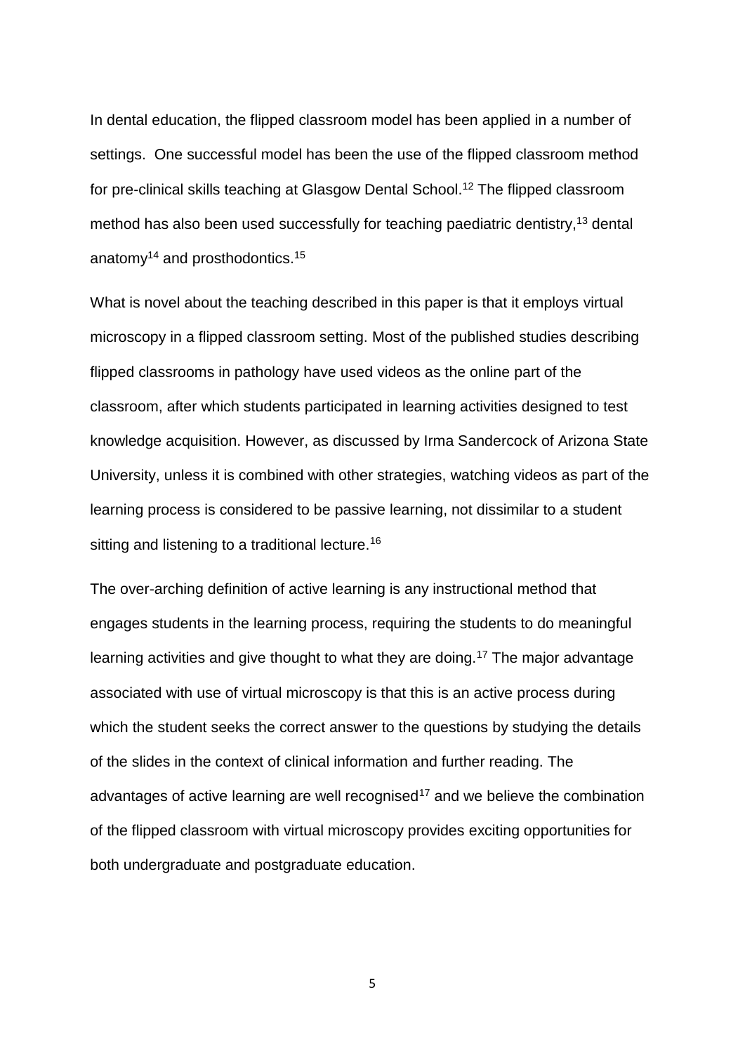In dental education, the flipped classroom model has been applied in a number of settings. One successful model has been the use of the flipped classroom method for pre-clinical skills teaching at Glasgow Dental School.[12] The flipped classroom method has also been used successfully for teaching paediatric dentistry,[13] dental anatomy[14] and prosthodontics.[15]

What is novel about the teaching described in this paper is that it employs virtual microscopy in a flipped classroom setting. Most of the published studies describing flipped classrooms in pathology have used videos as the online part of the classroom, after which students participated in learning activities designed to test knowledge acquisition. However, as discussed by Irma Sandercock of Arizona State University, unless it is combined with other strategies, watching videos as part of the learning process is considered to be passive learning, not dissimilar to a student sitting and listening to a traditional lecture.[16]

The over-arching definition of active learning is any instructional method that engages students in the learning process, requiring the students to do meaningful learning activities and give thought to what they are doing.[17] The major advantage associated with use of virtual microscopy is that this is an active process during which the student seeks the correct answer to the questions by studying the details of the slides in the context of clinical information and further reading. The advantages of active learning are well recognised[17] and we believe the combination of the flipped classroom with virtual microscopy provides exciting opportunities for both undergraduate and postgraduate education.